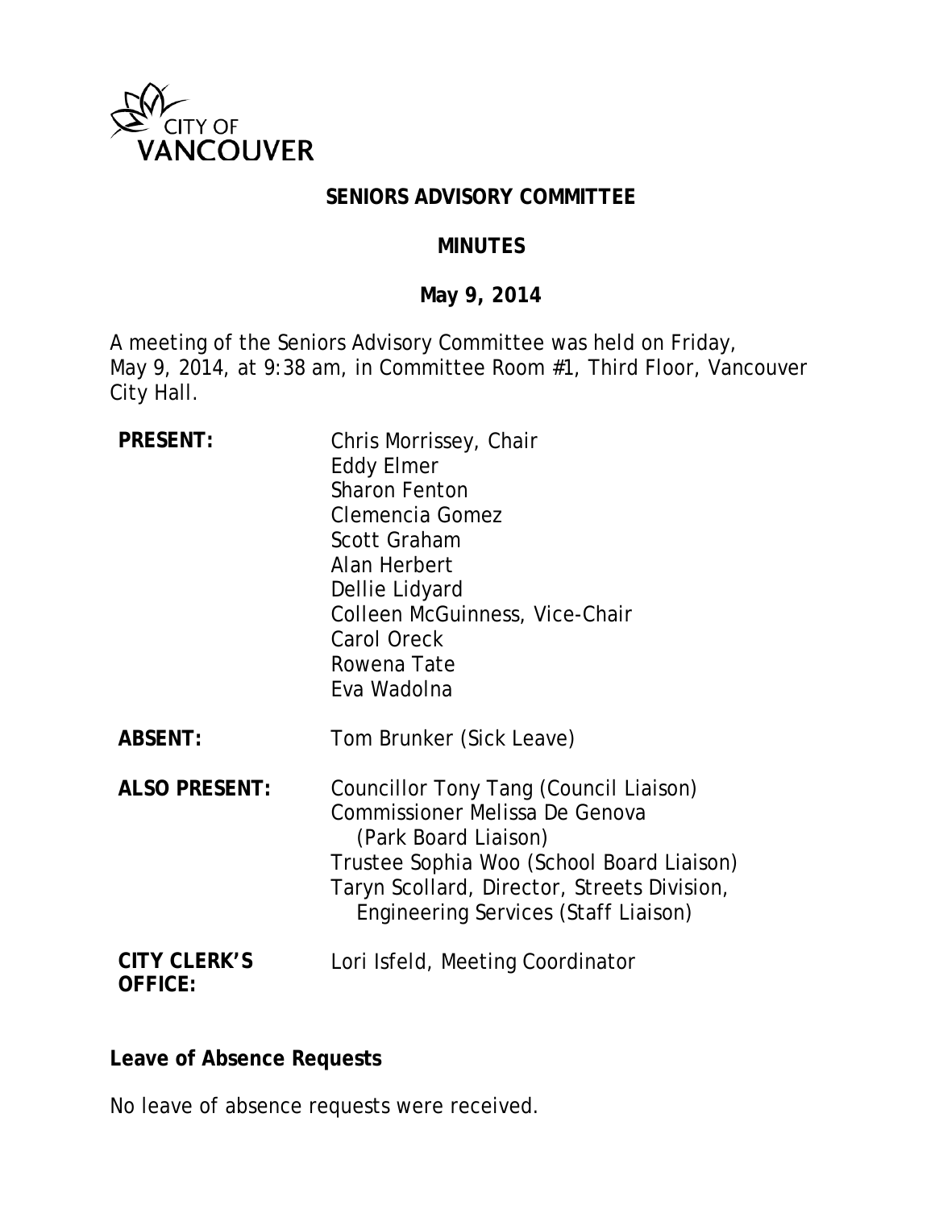CITY OF VANCOUVER

# SENIORS ADVISORY COMMITTEE

## MINUTES

## May 9, 2014

A meeting of the Seniors Advisory Committee was held on Friday, May 9, 2014, at 9:38 am, in Committee Room #1, Third Floor, Vancouver City Hall.

| | |
|---|---|
| **PRESENT:** | Chris Morrissey, Chair<br>Eddy Elmer<br>Sharon Fenton<br>Clemencia Gomez<br>Scott Graham<br>Alan Herbert<br>Dellie Lidyard<br>Colleen McGuinness, Vice-Chair<br>Carol Oreck<br>Rowena Tate<br>Eva Wadolna |
| **ABSENT:** | Tom Brunker (Sick Leave) |
| **ALSO PRESENT:** | Councillor Tony Tang (Council Liaison)<br>Commissioner Melissa De Genova (Park Board Liaison)<br>Trustee Sophia Woo (School Board Liaison)<br>Taryn Scollard, Director, Streets Division, Engineering Services (Staff Liaison) |
| **CITY CLERK'S OFFICE:** | Lori Isfeld, Meeting Coordinator |

**Leave of Absence Requests**

No leave of absence requests were received.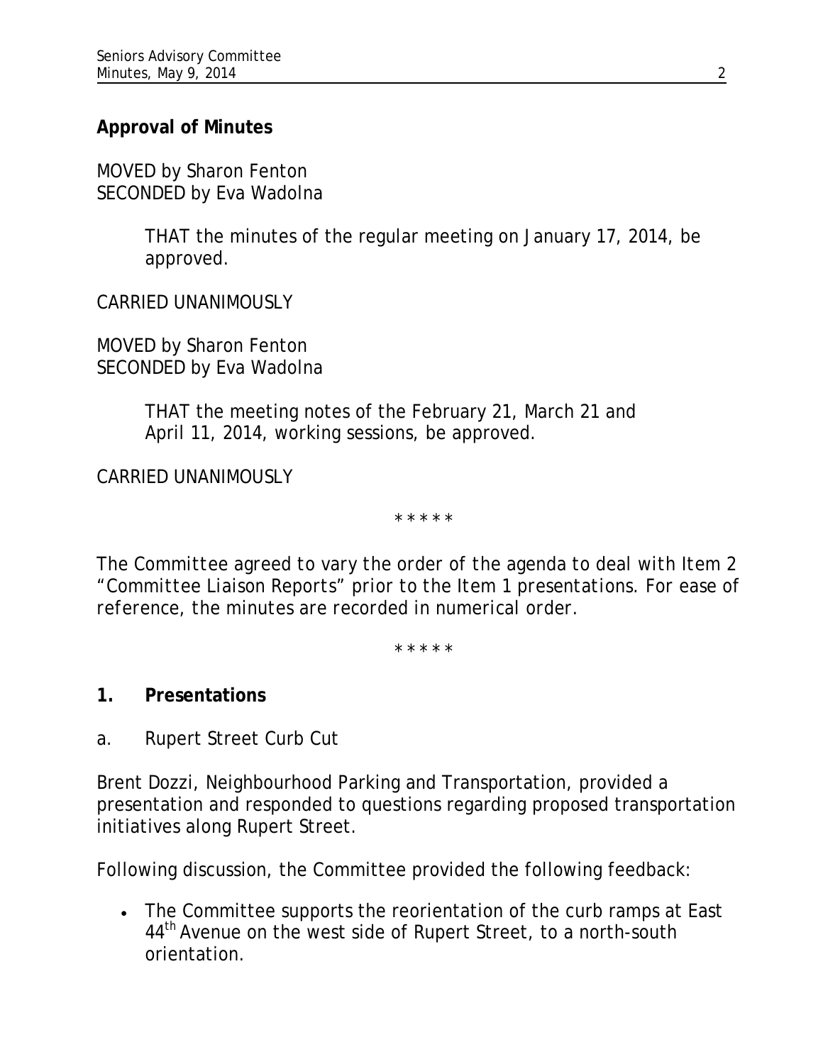**Approval of Minutes**

MOVED by Sharon Fenton
SECONDED by Eva Wadolna

> THAT the minutes of the regular meeting on January 17, 2014, be approved.

CARRIED UNANIMOUSLY

MOVED by Sharon Fenton
SECONDED by Eva Wadolna

> THAT the meeting notes of the February 21, March 21 and April 11, 2014, working sessions, be approved.

CARRIED UNANIMOUSLY

\* \* \* \* \*

*The Committee agreed to vary the order of the agenda to deal with Item 2 "Committee Liaison Reports" prior to the Item 1 presentations. For ease of reference, the minutes are recorded in numerical order.*

\* \* \* \* \*

## 1. Presentations

a. Rupert Street Curb Cut

Brent Dozzi, Neighbourhood Parking and Transportation, provided a presentation and responded to questions regarding proposed transportation initiatives along Rupert Street.

Following discussion, the Committee provided the following feedback:

- The Committee supports the reorientation of the curb ramps at East 44th Avenue on the west side of Rupert Street, to a north-south orientation.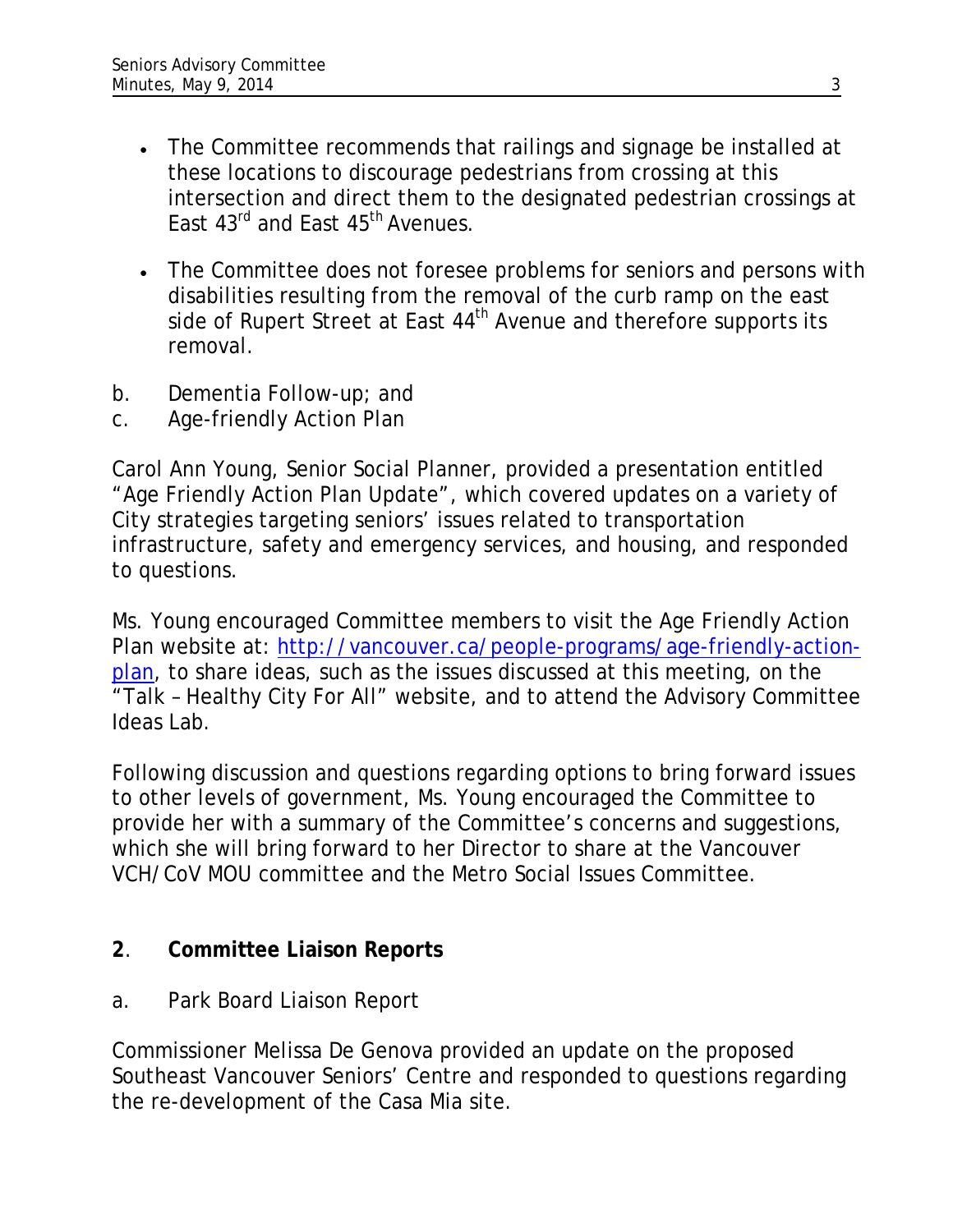- The Committee recommends that railings and signage be installed at these locations to discourage pedestrians from crossing at this intersection and direct them to the designated pedestrian crossings at East 43rd and East 45th Avenues.

- The Committee does not foresee problems for seniors and persons with disabilities resulting from the removal of the curb ramp on the east side of Rupert Street at East 44th Avenue and therefore supports its removal.

b. Dementia Follow-up; and
c. Age-friendly Action Plan

Carol Ann Young, Senior Social Planner, provided a presentation entitled "Age Friendly Action Plan Update", which covered updates on a variety of City strategies targeting seniors' issues related to transportation infrastructure, safety and emergency services, and housing, and responded to questions.

Ms. Young encouraged Committee members to visit the Age Friendly Action Plan website at: http://vancouver.ca/people-programs/age-friendly-action-plan, to share ideas, such as the issues discussed at this meeting, on the "Talk – Healthy City For All" website, and to attend the Advisory Committee Ideas Lab.

Following discussion and questions regarding options to bring forward issues to other levels of government, Ms. Young encouraged the Committee to provide her with a summary of the Committee's concerns and suggestions, which she will bring forward to her Director to share at the Vancouver VCH/CoV MOU committee and the Metro Social Issues Committee.

## 2. Committee Liaison Reports

a. Park Board Liaison Report

Commissioner Melissa De Genova provided an update on the proposed Southeast Vancouver Seniors' Centre and responded to questions regarding the re-development of the Casa Mia site.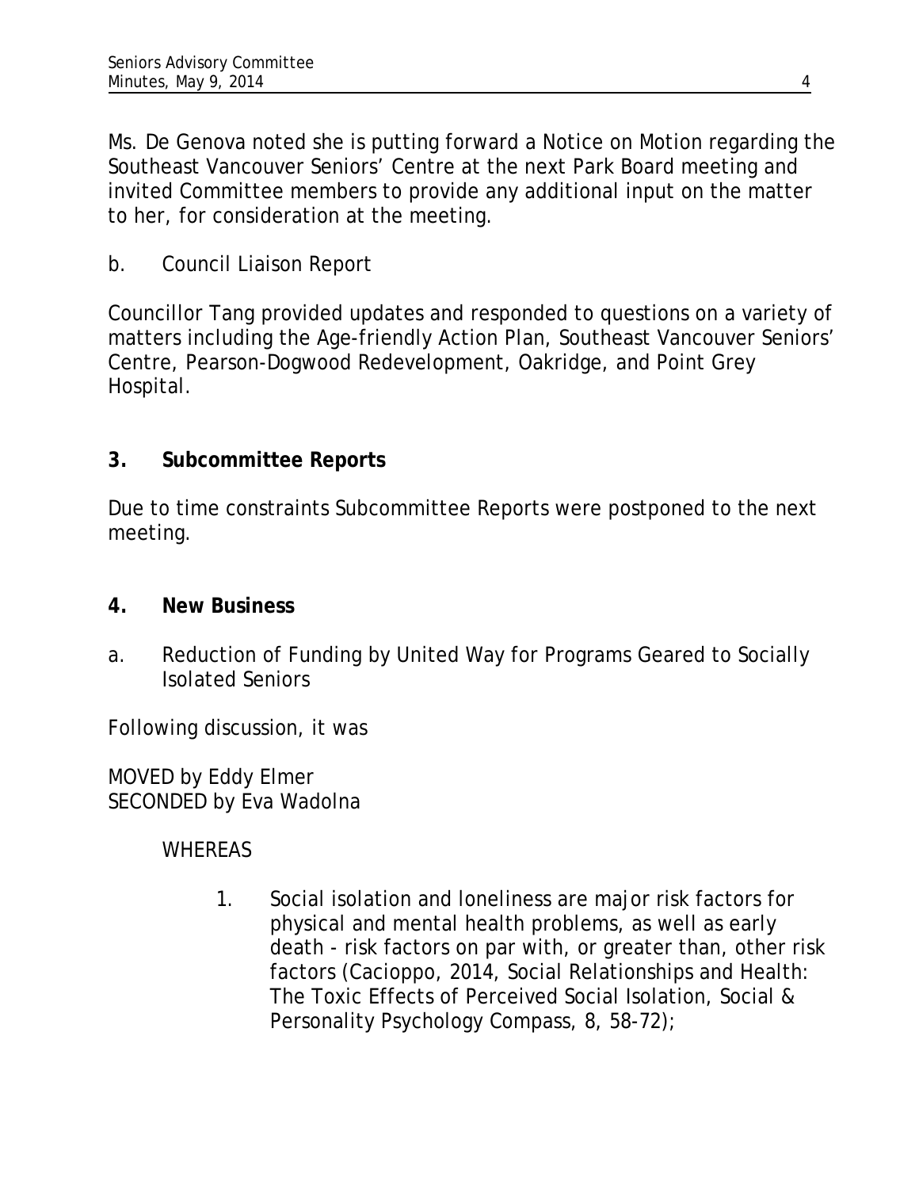Ms. De Genova noted she is putting forward a Notice on Motion regarding the Southeast Vancouver Seniors' Centre at the next Park Board meeting and invited Committee members to provide any additional input on the matter to her, for consideration at the meeting.

b. Council Liaison Report

Councillor Tang provided updates and responded to questions on a variety of matters including the Age-friendly Action Plan, Southeast Vancouver Seniors' Centre, Pearson-Dogwood Redevelopment, Oakridge, and Point Grey Hospital.

## 3. Subcommittee Reports

Due to time constraints Subcommittee Reports were postponed to the next meeting.

## 4. New Business

a. Reduction of Funding by United Way for Programs Geared to Socially Isolated Seniors

Following discussion, it was

MOVED by Eddy Elmer
SECONDED by Eva Wadolna

WHEREAS

1. Social isolation and loneliness are major risk factors for physical and mental health problems, as well as early death - risk factors on par with, or greater than, other risk factors (Cacioppo, 2014, Social Relationships and Health: The Toxic Effects of Perceived Social Isolation, Social & Personality Psychology Compass, 8, 58-72);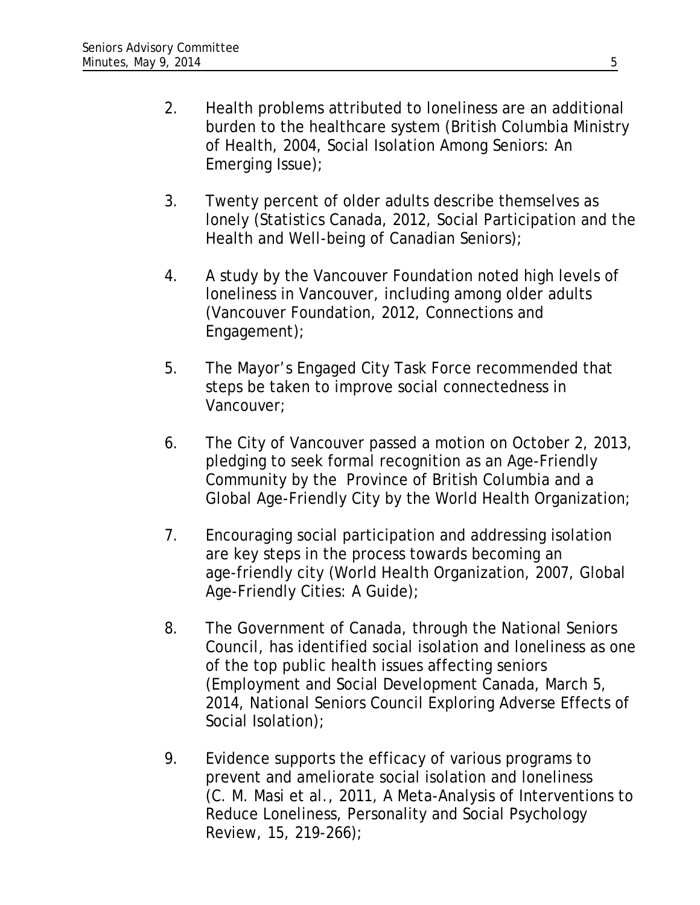2. Health problems attributed to loneliness are an additional burden to the healthcare system (British Columbia Ministry of Health, 2004, Social Isolation Among Seniors: An Emerging Issue);

3. Twenty percent of older adults describe themselves as lonely (Statistics Canada, 2012, Social Participation and the Health and Well-being of Canadian Seniors);

4. A study by the Vancouver Foundation noted high levels of loneliness in Vancouver, including among older adults (Vancouver Foundation, 2012, Connections and Engagement);

5. The Mayor's Engaged City Task Force recommended that steps be taken to improve social connectedness in Vancouver;

6. The City of Vancouver passed a motion on October 2, 2013, pledging to seek formal recognition as an Age-Friendly Community by the Province of British Columbia and a Global Age-Friendly City by the World Health Organization;

7. Encouraging social participation and addressing isolation are key steps in the process towards becoming an age-friendly city (World Health Organization, 2007, Global Age-Friendly Cities: A Guide);

8. The Government of Canada, through the National Seniors Council, has identified social isolation and loneliness as one of the top public health issues affecting seniors (Employment and Social Development Canada, March 5, 2014, National Seniors Council Exploring Adverse Effects of Social Isolation);

9. Evidence supports the efficacy of various programs to prevent and ameliorate social isolation and loneliness (C. M. Masi et al., 2011, A Meta-Analysis of Interventions to Reduce Loneliness, Personality and Social Psychology Review, 15, 219-266);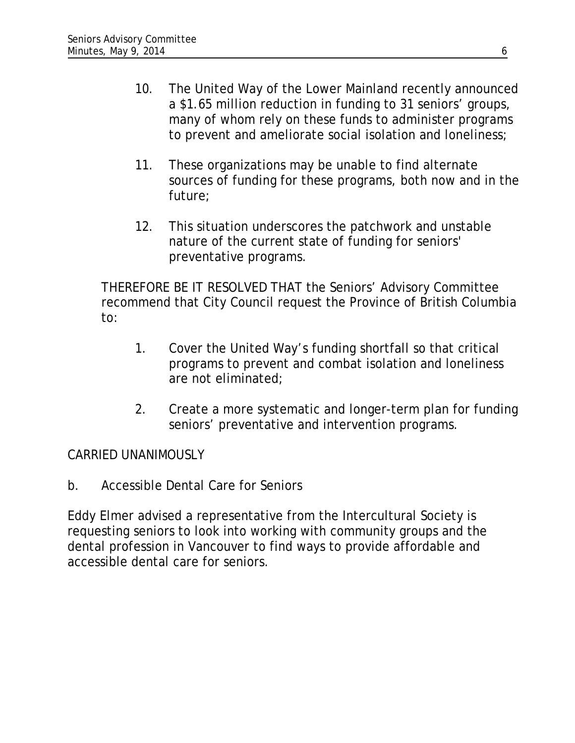10. The United Way of the Lower Mainland recently announced a $1.65 million reduction in funding to 31 seniors' groups, many of whom rely on these funds to administer programs to prevent and ameliorate social isolation and loneliness;

11. These organizations may be unable to find alternate sources of funding for these programs, both now and in the future;

12. This situation underscores the patchwork and unstable nature of the current state of funding for seniors' preventative programs.

THEREFORE BE IT RESOLVED THAT the Seniors' Advisory Committee recommend that City Council request the Province of British Columbia to:

1. Cover the United Way's funding shortfall so that critical programs to prevent and combat isolation and loneliness are not eliminated;

2. Create a more systematic and longer-term plan for funding seniors' preventative and intervention programs.

CARRIED UNANIMOUSLY

b. Accessible Dental Care for Seniors

Eddy Elmer advised a representative from the Intercultural Society is requesting seniors to look into working with community groups and the dental profession in Vancouver to find ways to provide affordable and accessible dental care for seniors.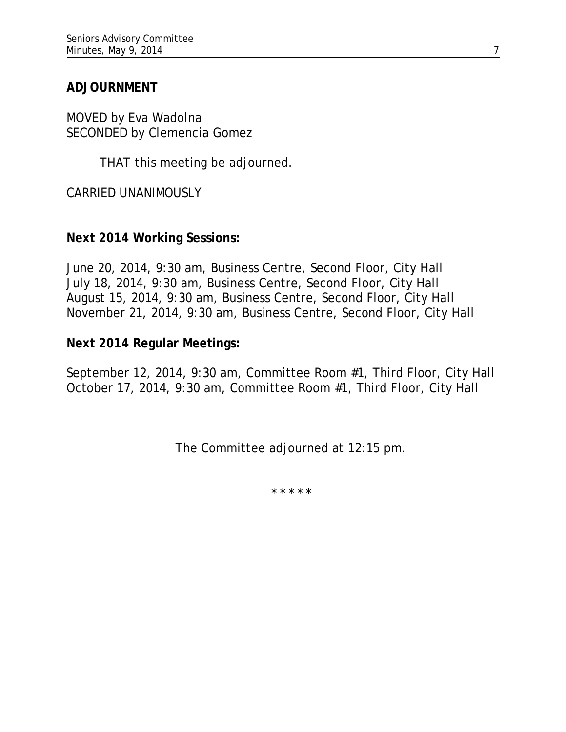**ADJOURNMENT**

MOVED by Eva Wadolna
SECONDED by Clemencia Gomez

THAT this meeting be adjourned.

CARRIED UNANIMOUSLY

**Next 2014 Working Sessions:**

June 20, 2014, 9:30 am, Business Centre, Second Floor, City Hall
July 18, 2014, 9:30 am, Business Centre, Second Floor, City Hall
August 15, 2014, 9:30 am, Business Centre, Second Floor, City Hall
November 21, 2014, 9:30 am, Business Centre, Second Floor, City Hall

**Next 2014 Regular Meetings:**

September 12, 2014, 9:30 am, Committee Room #1, Third Floor, City Hall
October 17, 2014, 9:30 am, Committee Room #1, Third Floor, City Hall

The Committee adjourned at 12:15 pm.

\* \* \* \* \*